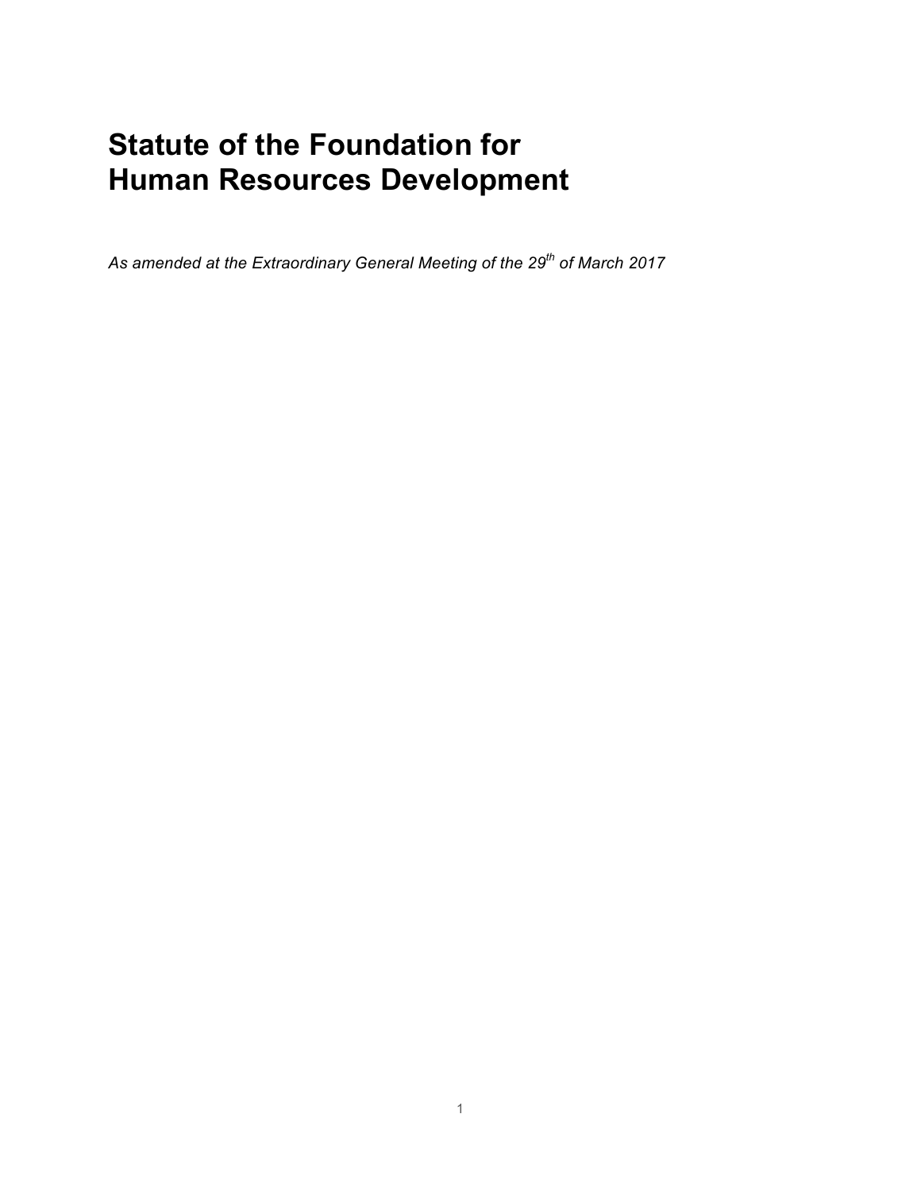# Statute of the Foundation for Human Resources Development

*As amended at the Extraordinary General Meeting of the 29th of March 2017*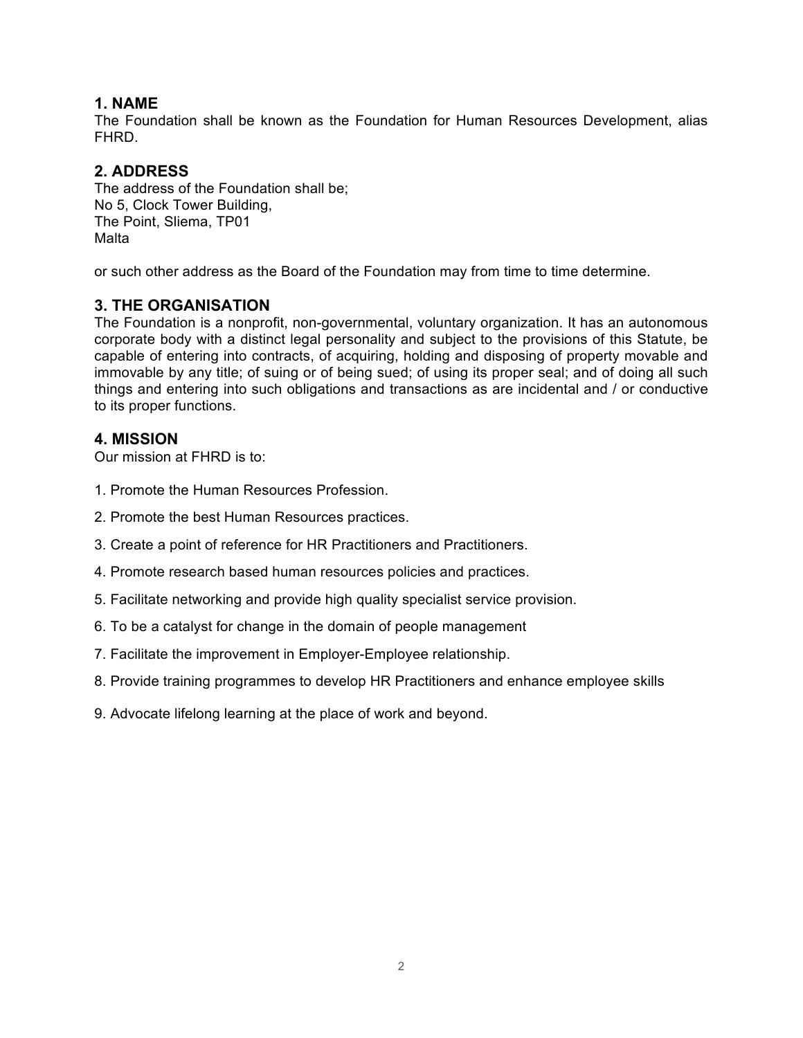## 1. NAME

The Foundation shall be known as the Foundation for Human Resources Development, alias FHRD.

## 2. ADDRESS

The address of the Foundation shall be;
No 5, Clock Tower Building,
The Point, Sliema, TP01
Malta

or such other address as the Board of the Foundation may from time to time determine.

## 3. THE ORGANISATION

The Foundation is a nonprofit, non-governmental, voluntary organization. It has an autonomous corporate body with a distinct legal personality and subject to the provisions of this Statute, be capable of entering into contracts, of acquiring, holding and disposing of property movable and immovable by any title; of suing or of being sued; of using its proper seal; and of doing all such things and entering into such obligations and transactions as are incidental and / or conductive to its proper functions.

## 4. MISSION

Our mission at FHRD is to:

1. Promote the Human Resources Profession.
2. Promote the best Human Resources practices.
3. Create a point of reference for HR Practitioners and Practitioners.
4. Promote research based human resources policies and practices.
5. Facilitate networking and provide high quality specialist service provision.
6. To be a catalyst for change in the domain of people management
7. Facilitate the improvement in Employer-Employee relationship.
8. Provide training programmes to develop HR Practitioners and enhance employee skills
9. Advocate lifelong learning at the place of work and beyond.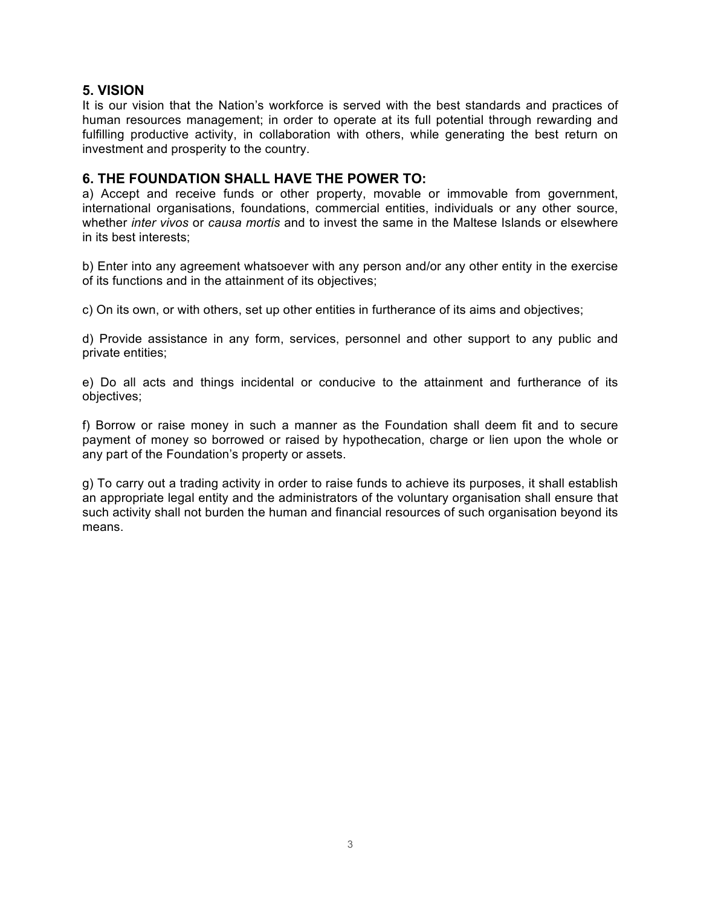## 5. VISION

It is our vision that the Nation's workforce is served with the best standards and practices of human resources management; in order to operate at its full potential through rewarding and fulfilling productive activity, in collaboration with others, while generating the best return on investment and prosperity to the country.

## 6. THE FOUNDATION SHALL HAVE THE POWER TO:

a) Accept and receive funds or other property, movable or immovable from government, international organisations, foundations, commercial entities, individuals or any other source, whether *inter vivos* or *causa mortis* and to invest the same in the Maltese Islands or elsewhere in its best interests;

b) Enter into any agreement whatsoever with any person and/or any other entity in the exercise of its functions and in the attainment of its objectives;

c) On its own, or with others, set up other entities in furtherance of its aims and objectives;

d) Provide assistance in any form, services, personnel and other support to any public and private entities;

e) Do all acts and things incidental or conducive to the attainment and furtherance of its objectives;

f) Borrow or raise money in such a manner as the Foundation shall deem fit and to secure payment of money so borrowed or raised by hypothecation, charge or lien upon the whole or any part of the Foundation's property or assets.

g) To carry out a trading activity in order to raise funds to achieve its purposes, it shall establish an appropriate legal entity and the administrators of the voluntary organisation shall ensure that such activity shall not burden the human and financial resources of such organisation beyond its means.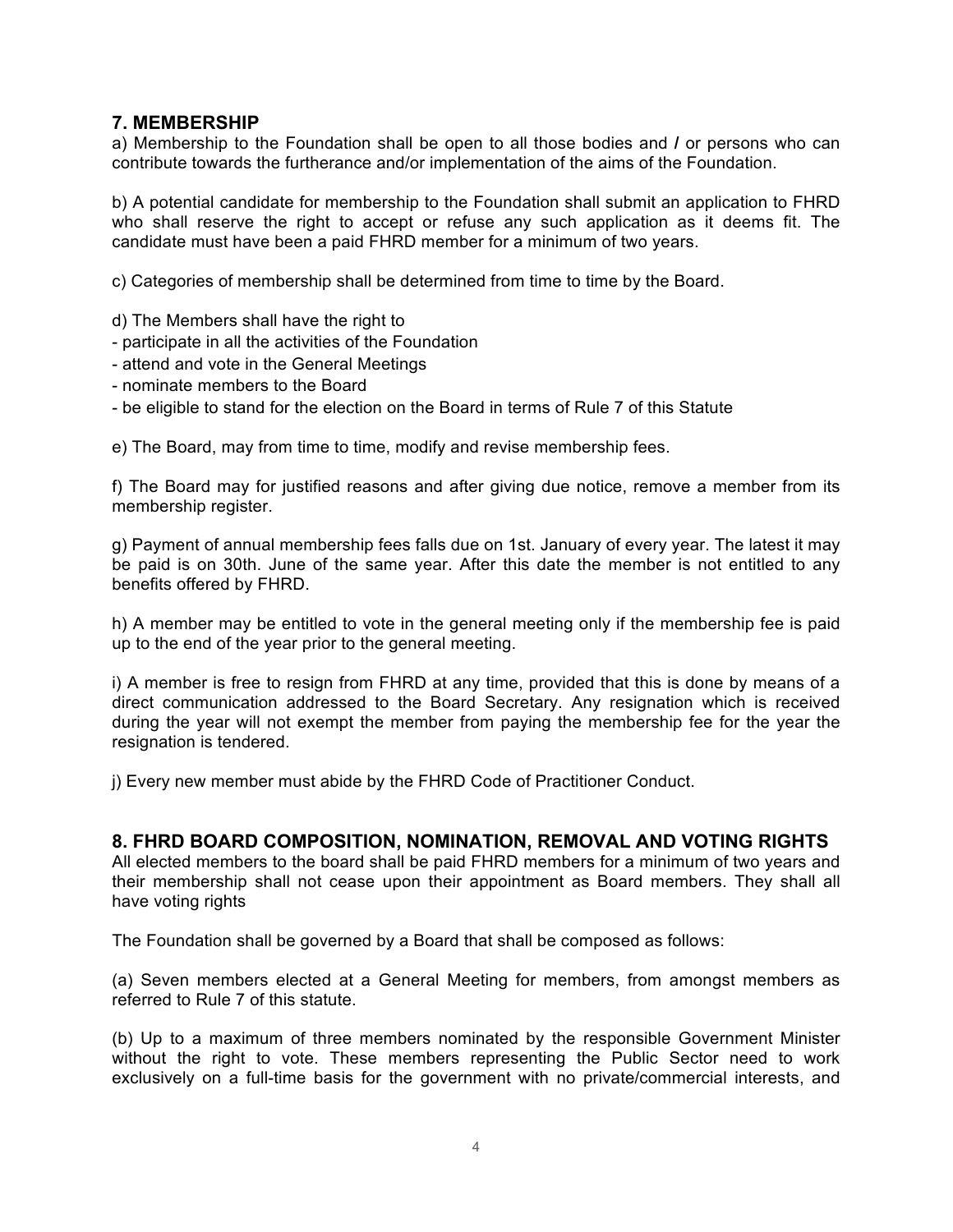## 7. MEMBERSHIP

a) Membership to the Foundation shall be open to all those bodies and / or persons who can contribute towards the furtherance and/or implementation of the aims of the Foundation.

b) A potential candidate for membership to the Foundation shall submit an application to FHRD who shall reserve the right to accept or refuse any such application as it deems fit. The candidate must have been a paid FHRD member for a minimum of two years.

c) Categories of membership shall be determined from time to time by the Board.

d) The Members shall have the right to
- participate in all the activities of the Foundation
- attend and vote in the General Meetings
- nominate members to the Board
- be eligible to stand for the election on the Board in terms of Rule 7 of this Statute

e) The Board, may from time to time, modify and revise membership fees.

f) The Board may for justified reasons and after giving due notice, remove a member from its membership register.

g) Payment of annual membership fees falls due on 1st. January of every year. The latest it may be paid is on 30th. June of the same year. After this date the member is not entitled to any benefits offered by FHRD.

h) A member may be entitled to vote in the general meeting only if the membership fee is paid up to the end of the year prior to the general meeting.

i) A member is free to resign from FHRD at any time, provided that this is done by means of a direct communication addressed to the Board Secretary. Any resignation which is received during the year will not exempt the member from paying the membership fee for the year the resignation is tendered.

j) Every new member must abide by the FHRD Code of Practitioner Conduct.

## 8. FHRD BOARD COMPOSITION, NOMINATION, REMOVAL AND VOTING RIGHTS

All elected members to the board shall be paid FHRD members for a minimum of two years and their membership shall not cease upon their appointment as Board members. They shall all have voting rights

The Foundation shall be governed by a Board that shall be composed as follows:

(a) Seven members elected at a General Meeting for members, from amongst members as referred to Rule 7 of this statute.

(b) Up to a maximum of three members nominated by the responsible Government Minister without the right to vote. These members representing the Public Sector need to work exclusively on a full-time basis for the government with no private/commercial interests, and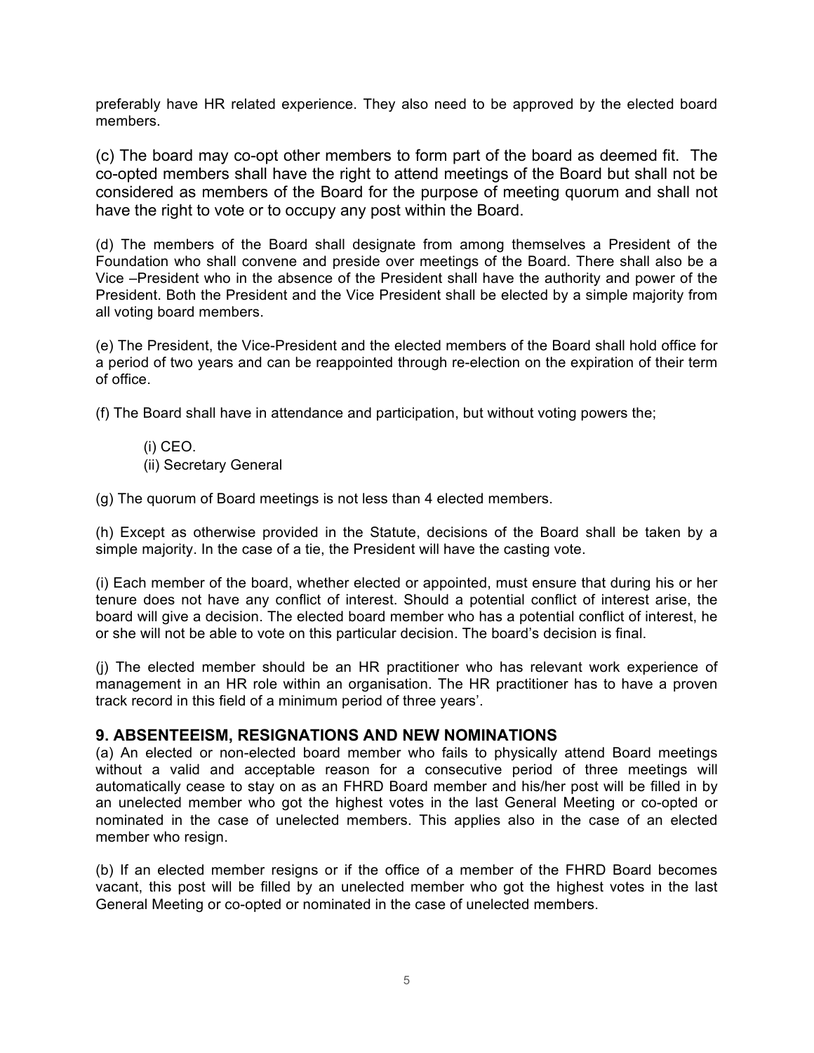preferably have HR related experience. They also need to be approved by the elected board members.

(c) The board may co-opt other members to form part of the board as deemed fit. The co-opted members shall have the right to attend meetings of the Board but shall not be considered as members of the Board for the purpose of meeting quorum and shall not have the right to vote or to occupy any post within the Board.

(d) The members of the Board shall designate from among themselves a President of the Foundation who shall convene and preside over meetings of the Board. There shall also be a Vice –President who in the absence of the President shall have the authority and power of the President. Both the President and the Vice President shall be elected by a simple majority from all voting board members.

(e) The President, the Vice-President and the elected members of the Board shall hold office for a period of two years and can be reappointed through re-election on the expiration of their term of office.

(f) The Board shall have in attendance and participation, but without voting powers the;

- (i) CEO.
- (ii) Secretary General

(g) The quorum of Board meetings is not less than 4 elected members.

(h) Except as otherwise provided in the Statute, decisions of the Board shall be taken by a simple majority. In the case of a tie, the President will have the casting vote.

(i) Each member of the board, whether elected or appointed, must ensure that during his or her tenure does not have any conflict of interest. Should a potential conflict of interest arise, the board will give a decision. The elected board member who has a potential conflict of interest, he or she will not be able to vote on this particular decision. The board's decision is final.

(j) The elected member should be an HR practitioner who has relevant work experience of management in an HR role within an organisation. The HR practitioner has to have a proven track record in this field of a minimum period of three years'.

## 9. ABSENTEEISM, RESIGNATIONS AND NEW NOMINATIONS

(a) An elected or non-elected board member who fails to physically attend Board meetings without a valid and acceptable reason for a consecutive period of three meetings will automatically cease to stay on as an FHRD Board member and his/her post will be filled in by an unelected member who got the highest votes in the last General Meeting or co-opted or nominated in the case of unelected members. This applies also in the case of an elected member who resign.

(b) If an elected member resigns or if the office of a member of the FHRD Board becomes vacant, this post will be filled by an unelected member who got the highest votes in the last General Meeting or co-opted or nominated in the case of unelected members.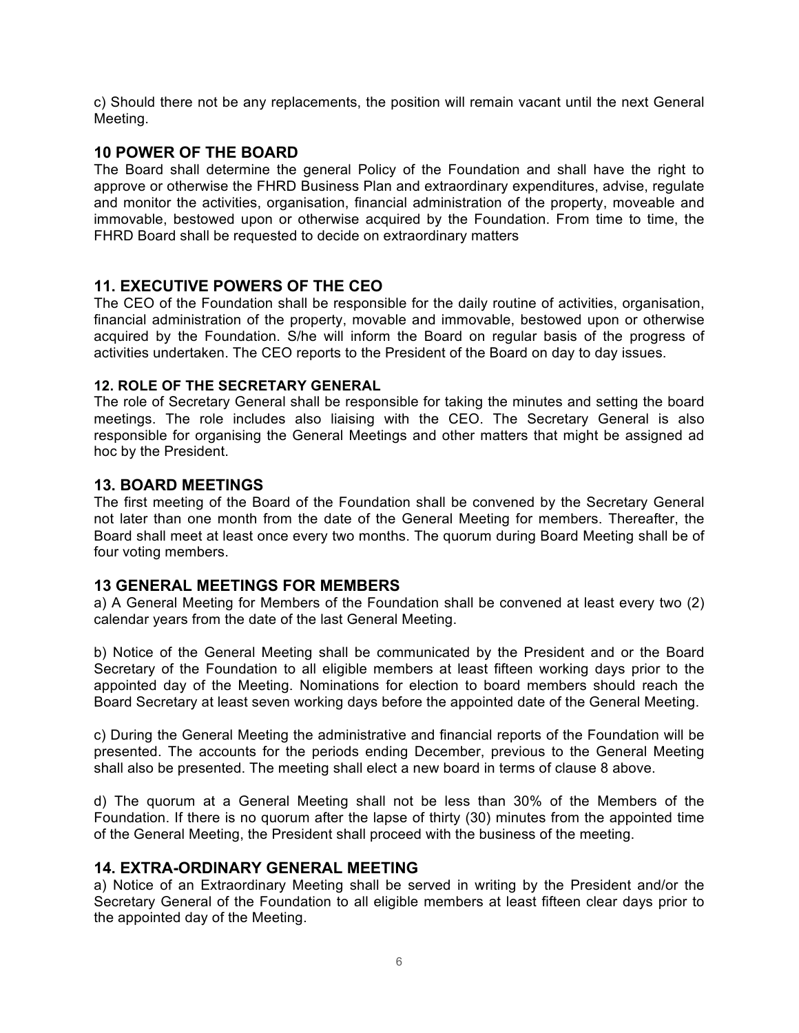c) Should there not be any replacements, the position will remain vacant until the next General Meeting.

## 10 POWER OF THE BOARD

The Board shall determine the general Policy of the Foundation and shall have the right to approve or otherwise the FHRD Business Plan and extraordinary expenditures, advise, regulate and monitor the activities, organisation, financial administration of the property, moveable and immovable, bestowed upon or otherwise acquired by the Foundation. From time to time, the FHRD Board shall be requested to decide on extraordinary matters

## 11. EXECUTIVE POWERS OF THE CEO

The CEO of the Foundation shall be responsible for the daily routine of activities, organisation, financial administration of the property, movable and immovable, bestowed upon or otherwise acquired by the Foundation. S/he will inform the Board on regular basis of the progress of activities undertaken. The CEO reports to the President of the Board on day to day issues.

### 12. ROLE OF THE SECRETARY GENERAL

The role of Secretary General shall be responsible for taking the minutes and setting the board meetings. The role includes also liaising with the CEO. The Secretary General is also responsible for organising the General Meetings and other matters that might be assigned ad hoc by the President.

## 13. BOARD MEETINGS

The first meeting of the Board of the Foundation shall be convened by the Secretary General not later than one month from the date of the General Meeting for members. Thereafter, the Board shall meet at least once every two months. The quorum during Board Meeting shall be of four voting members.

## 13 GENERAL MEETINGS FOR MEMBERS

a) A General Meeting for Members of the Foundation shall be convened at least every two (2) calendar years from the date of the last General Meeting.

b) Notice of the General Meeting shall be communicated by the President and or the Board Secretary of the Foundation to all eligible members at least fifteen working days prior to the appointed day of the Meeting. Nominations for election to board members should reach the Board Secretary at least seven working days before the appointed date of the General Meeting.

c) During the General Meeting the administrative and financial reports of the Foundation will be presented. The accounts for the periods ending December, previous to the General Meeting shall also be presented. The meeting shall elect a new board in terms of clause 8 above.

d) The quorum at a General Meeting shall not be less than 30% of the Members of the Foundation. If there is no quorum after the lapse of thirty (30) minutes from the appointed time of the General Meeting, the President shall proceed with the business of the meeting.

## 14. EXTRA-ORDINARY GENERAL MEETING

a) Notice of an Extraordinary Meeting shall be served in writing by the President and/or the Secretary General of the Foundation to all eligible members at least fifteen clear days prior to the appointed day of the Meeting.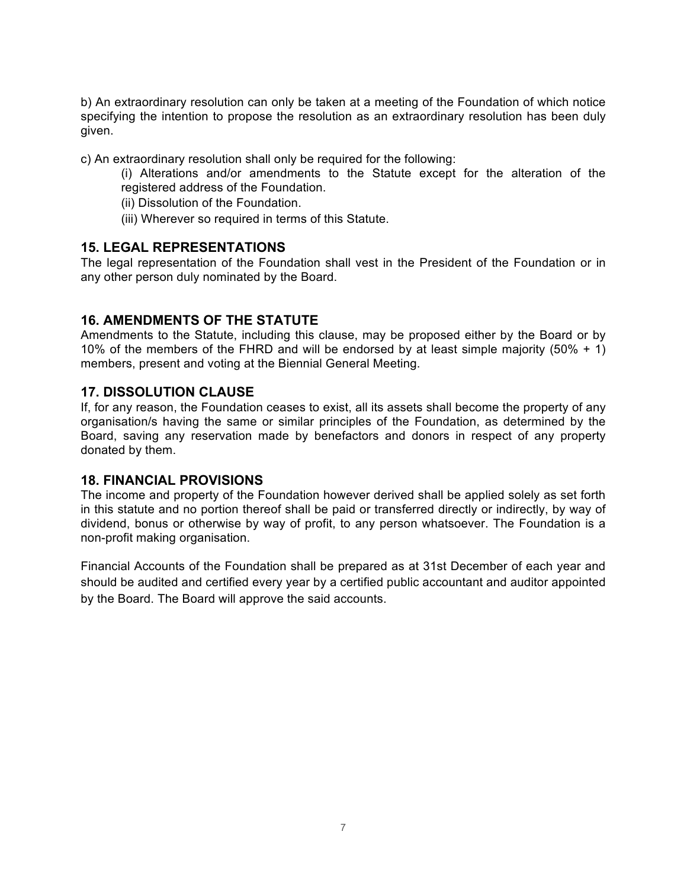b) An extraordinary resolution can only be taken at a meeting of the Foundation of which notice specifying the intention to propose the resolution as an extraordinary resolution has been duly given.

c) An extraordinary resolution shall only be required for the following:

(i) Alterations and/or amendments to the Statute except for the alteration of the registered address of the Foundation.

(ii) Dissolution of the Foundation.

(iii) Wherever so required in terms of this Statute.

## 15. LEGAL REPRESENTATIONS

The legal representation of the Foundation shall vest in the President of the Foundation or in any other person duly nominated by the Board.

## 16. AMENDMENTS OF THE STATUTE

Amendments to the Statute, including this clause, may be proposed either by the Board or by 10% of the members of the FHRD and will be endorsed by at least simple majority (50% + 1) members, present and voting at the Biennial General Meeting.

## 17. DISSOLUTION CLAUSE

If, for any reason, the Foundation ceases to exist, all its assets shall become the property of any organisation/s having the same or similar principles of the Foundation, as determined by the Board, saving any reservation made by benefactors and donors in respect of any property donated by them.

## 18. FINANCIAL PROVISIONS

The income and property of the Foundation however derived shall be applied solely as set forth in this statute and no portion thereof shall be paid or transferred directly or indirectly, by way of dividend, bonus or otherwise by way of profit, to any person whatsoever. The Foundation is a non-profit making organisation.

Financial Accounts of the Foundation shall be prepared as at 31st December of each year and should be audited and certified every year by a certified public accountant and auditor appointed by the Board. The Board will approve the said accounts.